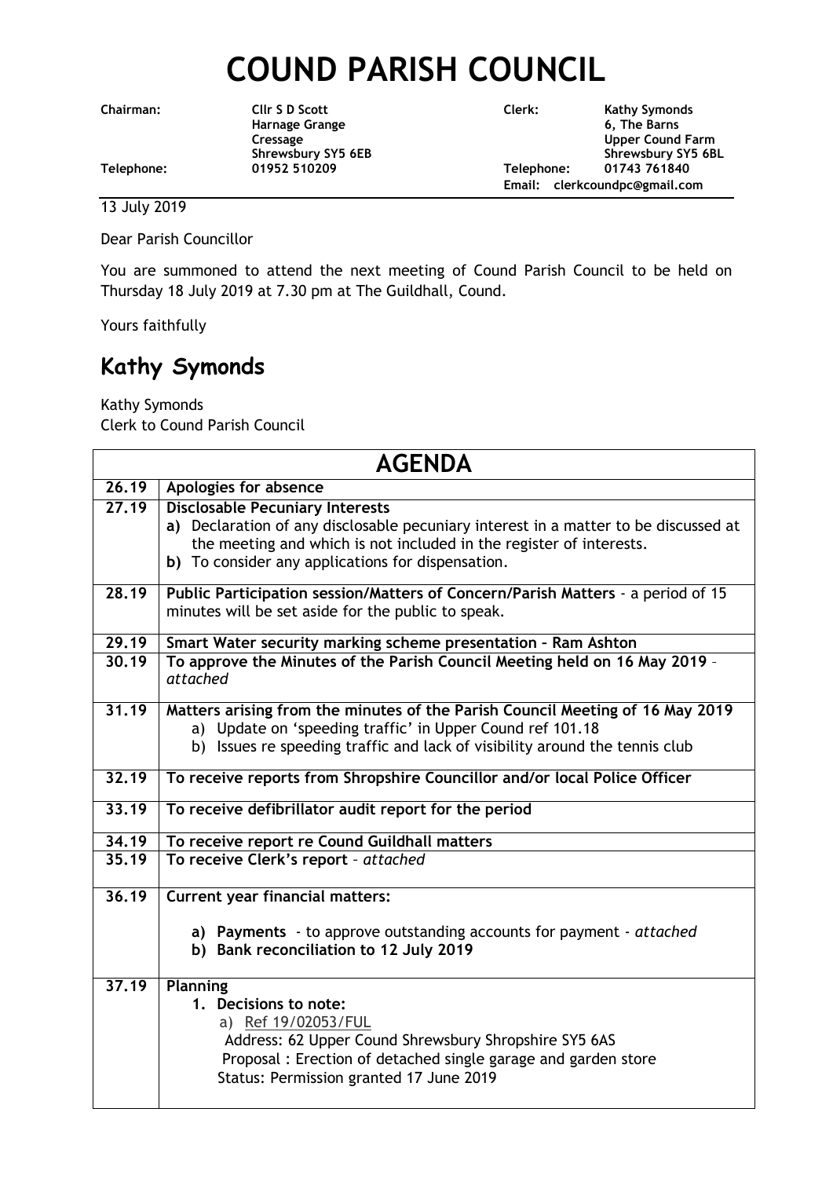# COUND PARISH COUNCIL

| | | | |
|---|---|---|---|
| **Chairman:** | **Cllr S D Scott**<br>**Harnage Grange**<br>**Cressage**<br>**Shrewsbury SY5 6EB** | **Clerk:** | **Kathy Symonds**<br>**6, The Barns**<br>**Upper Cound Farm**<br>**Shrewsbury SY5 6BL** |
| **Telephone:** | **01952 510209** | **Telephone:** | **01743 761840** |
| | | **Email:** | **clerkcoundpc@gmail.com** |

13 July 2019

Dear Parish Councillor

You are summoned to attend the next meeting of Cound Parish Council to be held on Thursday 18 July 2019 at 7.30 pm at The Guildhall, Cound.

Yours faithfully

## Kathy Symonds

Kathy Symonds
Clerk to Cound Parish Council

## AGENDA

| | |
|---|---|
| **26.19** | **Apologies for absence** |
| **27.19** | **Disclosable Pecuniary Interests**<br>**a)** Declaration of any disclosable pecuniary interest in a matter to be discussed at the meeting and which is not included in the register of interests.<br>**b)** To consider any applications for dispensation. |
| **28.19** | **Public Participation session/Matters of Concern/Parish Matters** - a period of 15 minutes will be set aside for the public to speak. |
| **29.19** | **Smart Water security marking scheme presentation – Ram Ashton** |
| **30.19** | **To approve the Minutes of the Parish Council Meeting held on 16 May 2019** – *attached* |
| **31.19** | **Matters arising from the minutes of the Parish Council Meeting of 16 May 2019**<br>a) Update on 'speeding traffic' in Upper Cound ref 101.18<br>b) Issues re speeding traffic and lack of visibility around the tennis club |
| **32.19** | **To receive reports from Shropshire Councillor and/or local Police Officer** |
| **33.19** | **To receive defibrillator audit report for the period** |
| **34.19** | **To receive report re Cound Guildhall matters** |
| **35.19** | **To receive Clerk's report** – *attached* |
| **36.19** | **Current year financial matters:**<br>**a) Payments** - to approve outstanding accounts for payment - *attached*<br>**b) Bank reconciliation to 12 July 2019** |
| **37.19** | **Planning**<br>**1. Decisions to note:**<br>a) Ref 19/02053/FUL<br>Address: 62 Upper Cound Shrewsbury Shropshire SY5 6AS<br>Proposal : Erection of detached single garage and garden store<br>Status: Permission granted 17 June 2019 |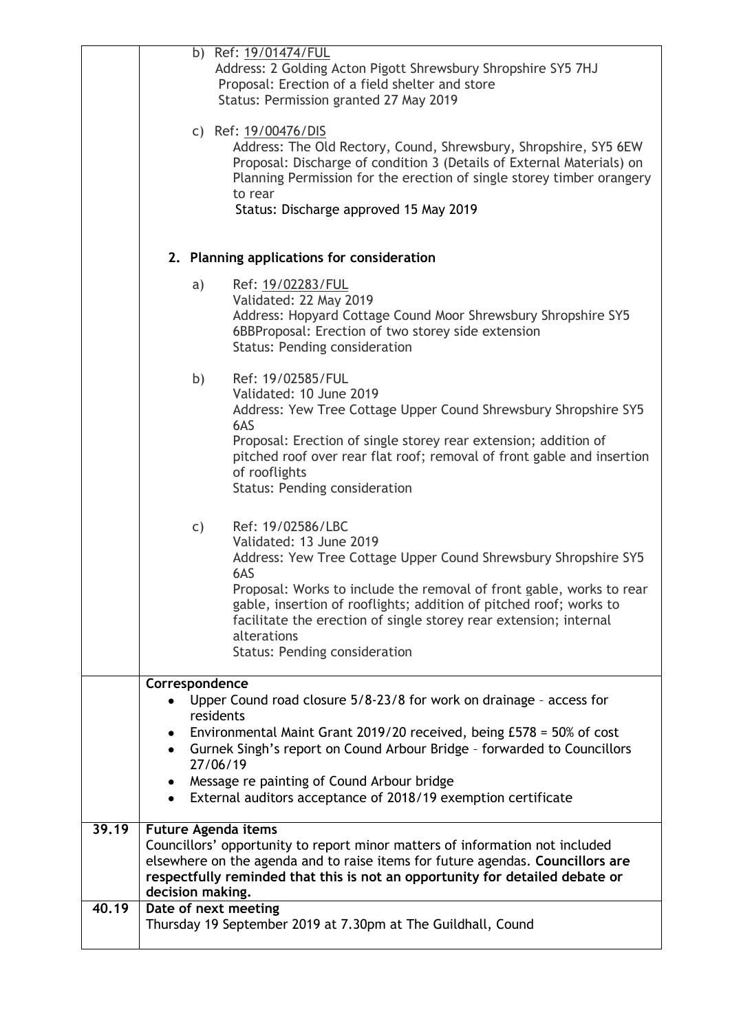| | |
|---|---|
| | b) Ref: 19/01474/FUL<br>Address: 2 Golding Acton Pigott Shrewsbury Shropshire SY5 7HJ<br>Proposal: Erection of a field shelter and store<br>Status: Permission granted 27 May 2019<br><br>c) Ref: 19/00476/DIS<br>Address: The Old Rectory, Cound, Shrewsbury, Shropshire, SY5 6EW<br>Proposal: Discharge of condition 3 (Details of External Materials) on Planning Permission for the erection of single storey timber orangery to rear<br>Status: Discharge approved 15 May 2019<br><br>**2. Planning applications for consideration**<br><br>a) Ref: 19/02283/FUL<br>Validated: 22 May 2019<br>Address: Hopyard Cottage Cound Moor Shrewsbury Shropshire SY5 6BBProposal: Erection of two storey side extension<br>Status: Pending consideration<br><br>b) Ref: 19/02585/FUL<br>Validated: 10 June 2019<br>Address: Yew Tree Cottage Upper Cound Shrewsbury Shropshire SY5 6AS<br>Proposal: Erection of single storey rear extension; addition of pitched roof over rear flat roof; removal of front gable and insertion of rooflights<br>Status: Pending consideration<br><br>c) Ref: 19/02586/LBC<br>Validated: 13 June 2019<br>Address: Yew Tree Cottage Upper Cound Shrewsbury Shropshire SY5 6AS<br>Proposal: Works to include the removal of front gable, works to rear gable, insertion of rooflights; addition of pitched roof; works to facilitate the erection of single storey rear extension; internal alterations<br>Status: Pending consideration |
| | **Correspondence**<br>• Upper Cound road closure 5/8-23/8 for work on drainage – access for residents<br>• Environmental Maint Grant 2019/20 received, being £578 = 50% of cost<br>• Gurnek Singh's report on Cound Arbour Bridge – forwarded to Councillors 27/06/19<br>• Message re painting of Cound Arbour bridge<br>• External auditors acceptance of 2018/19 exemption certificate |
| **39.19** | **Future Agenda items**<br>Councillors' opportunity to report minor matters of information not included elsewhere on the agenda and to raise items for future agendas. **Councillors are respectfully reminded that this is not an opportunity for detailed debate or decision making.** |
| **40.19** | **Date of next meeting**<br>Thursday 19 September 2019 at 7.30pm at The Guildhall, Cound |